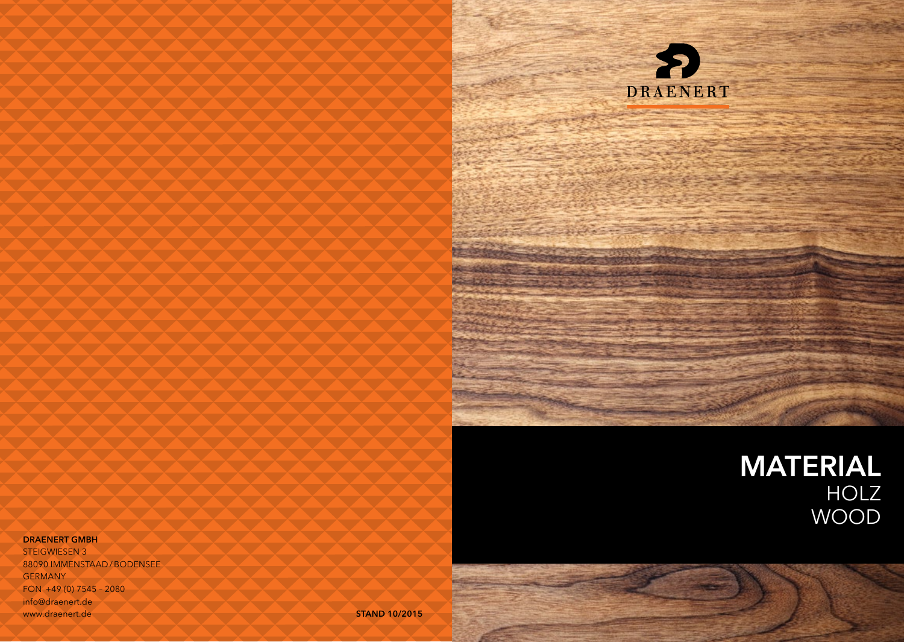DRAENERT

# MATERIAL
HOLZ
WOOD

**DRAENERT GMBH**
STEIGWIESEN 3
88090 IMMENSTAAD / BODENSEE
GERMANY
FON +49 (0) 7545 – 2080
info@draenert.de
www.draenert.de

**STAND 10/2015**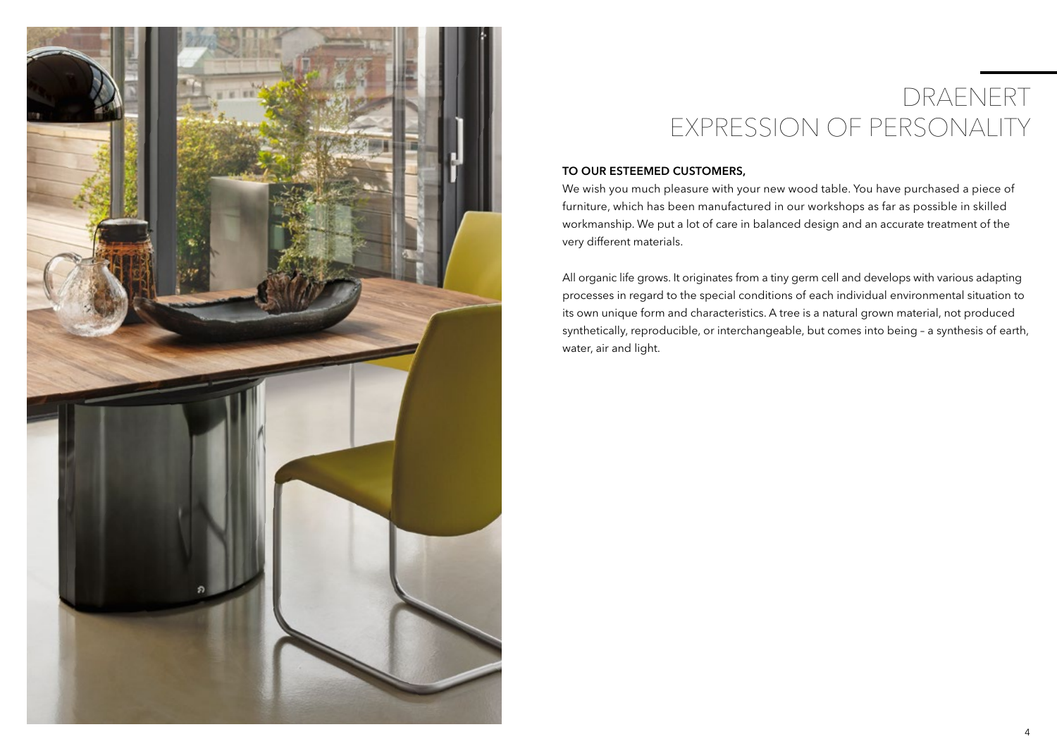# DRAENERT
# EXPRESSION OF PERSONALITY

**TO OUR ESTEEMED CUSTOMERS,**

We wish you much pleasure with your new wood table. You have purchased a piece of furniture, which has been manufactured in our workshops as far as possible in skilled workmanship. We put a lot of care in balanced design and an accurate treatment of the very different materials.

All organic life grows. It originates from a tiny germ cell and develops with various adapting processes in regard to the special conditions of each individual environmental situation to its own unique form and characteristics. A tree is a natural grown material, not produced synthetically, reproducible, or interchangeable, but comes into being – a synthesis of earth, water, air and light.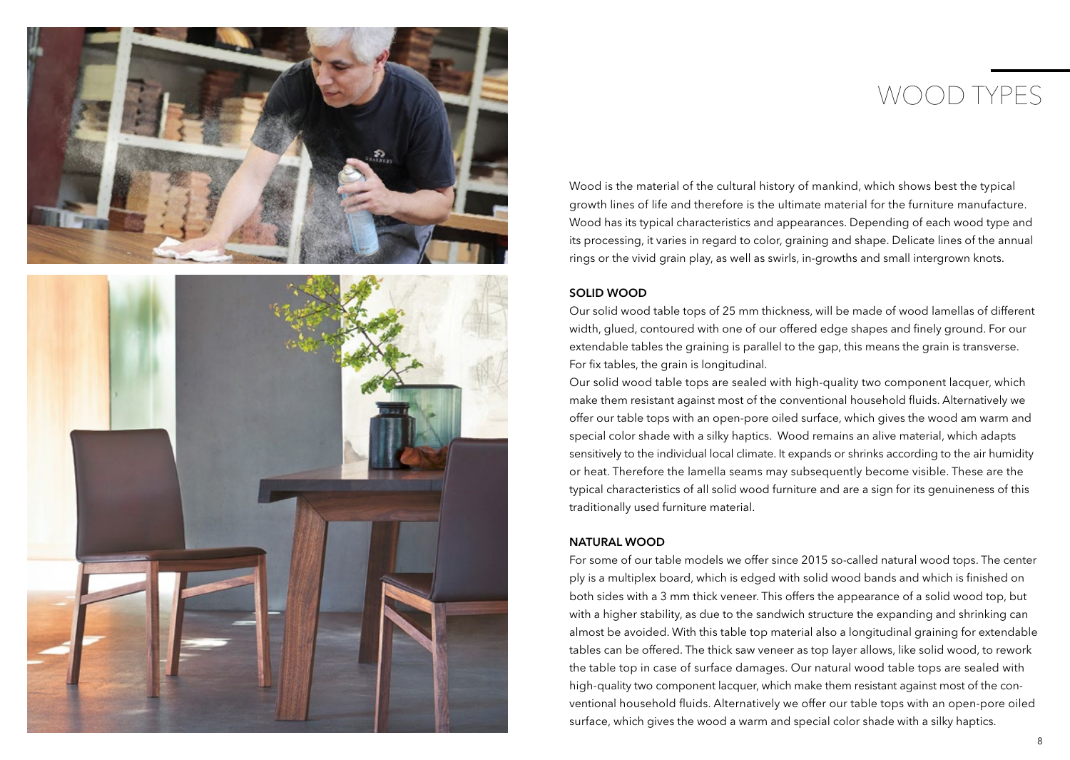# WOOD TYPES

Wood is the material of the cultural history of mankind, which shows best the typical growth lines of life and therefore is the ultimate material for the furniture manufacture. Wood has its typical characteristics and appearances. Depending of each wood type and its processing, it varies in regard to color, graining and shape. Delicate lines of the annual rings or the vivid grain play, as well as swirls, in-growths and small intergrown knots.

## SOLID WOOD

Our solid wood table tops of 25 mm thickness, will be made of wood lamellas of different width, glued, contoured with one of our offered edge shapes and finely ground. For our extendable tables the graining is parallel to the gap, this means the grain is transverse. For fix tables, the grain is longitudinal.

Our solid wood table tops are sealed with high-quality two component lacquer, which make them resistant against most of the conventional household fluids. Alternatively we offer our table tops with an open-pore oiled surface, which gives the wood am warm and special color shade with a silky haptics. Wood remains an alive material, which adapts sensitively to the individual local climate. It expands or shrinks according to the air humidity or heat. Therefore the lamella seams may subsequently become visible. These are the typical characteristics of all solid wood furniture and are a sign for its genuineness of this traditionally used furniture material.

## NATURAL WOOD

For some of our table models we offer since 2015 so-called natural wood tops. The center ply is a multiplex board, which is edged with solid wood bands and which is finished on both sides with a 3 mm thick veneer. This offers the appearance of a solid wood top, but with a higher stability, as due to the sandwich structure the expanding and shrinking can almost be avoided. With this table top material also a longitudinal graining for extendable tables can be offered. The thick saw veneer as top layer allows, like solid wood, to rework the table top in case of surface damages. Our natural wood table tops are sealed with high-quality two component lacquer, which make them resistant against most of the conventional household fluids. Alternatively we offer our table tops with an open-pore oiled surface, which gives the wood a warm and special color shade with a silky haptics.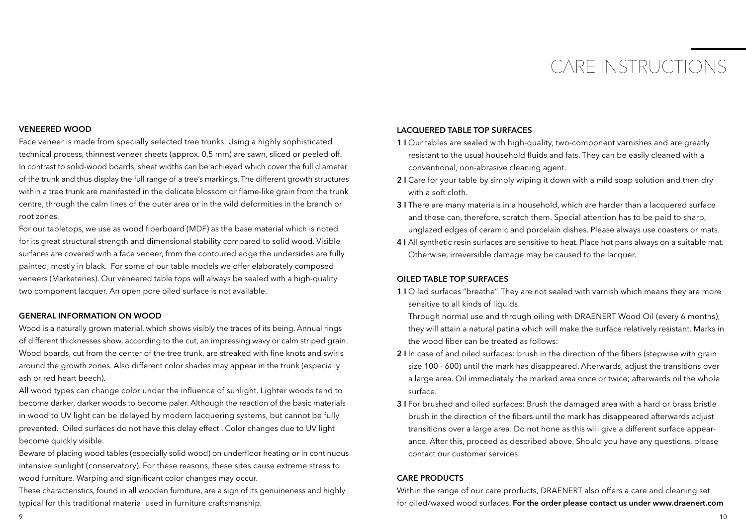# CARE INSTRUCTIONS

**VENEERED WOOD**

Face veneer is made from specially selected tree trunks. Using a highly sophisticated technical process, thinnest veneer sheets (approx. 0,5 mm) are sawn, sliced or peeled off. In contrast to solid-wood boards, sheet widths can be achieved which cover the full diameter of the trunk and thus display the full range of a tree's markings. The different growth structures within a tree trunk are manifested in the delicate blossom or flame-like grain from the trunk centre, through the calm lines of the outer area or in the wild deformities in the branch or root zones.

For our tabletops, we use as wood fiberboard (MDF) as the base material which is noted for its great structural strength and dimensional stability compared to solid wood. Visible surfaces are covered with a face veneer, from the contoured edge the undersides are fully painted, mostly in black. For some of our table models we offer elaborately composed veneers (Marketeries). Our veneered table tops will always be sealed with a high-quality two component lacquer. An open pore oiled surface is not available.

**GENERAL INFORMATION ON WOOD**

Wood is a naturally grown material, which shows visibly the traces of its being. Annual rings of different thicknesses show, according to the cut, an impressing wavy or calm striped grain. Wood boards, cut from the center of the tree trunk, are streaked with fine knots and swirls around the growth zones. Also different color shades may appear in the trunk (especially ash or red heart beech).

All wood types can change color under the influence of sunlight. Lighter woods tend to become darker, darker woods to become paler. Although the reaction of the basic materials in wood to UV light can be delayed by modern lacquering systems, but cannot be fully prevented. Oiled surfaces do not have this delay effect . Color changes due to UV light become quickly visible.

Beware of placing wood tables (especially solid wood) on underfloor heating or in continuous intensive sunlight (conservatory). For these reasons, these sites cause extreme stress to wood furniture. Warping and significant color changes may occur.

These characteristics, found in all wooden furniture, are a sign of its genuineness and highly typical for this traditional material used in furniture craftsmanship.

**LACQUERED TABLE TOP SURFACES**

**1 I** Our tables are sealed with high-quality, two-component varnishes and are greatly resistant to the usual household fluids and fats. They can be easily cleaned with a conventional, non-abrasive cleaning agent.

**2 I** Care for your table by simply wiping it down with a mild soap solution and then dry with a soft cloth.

**3 I** There are many materials in a household, which are harder than a lacquered surface and these can, therefore, scratch them. Special attention has to be paid to sharp, unglazed edges of ceramic and porcelain dishes. Please always use coasters or mats.

**4 I** All synthetic resin surfaces are sensitive to heat. Place hot pans always on a suitable mat. Otherwise, irreversible damage may be caused to the lacquer.

**OILED TABLE TOP SURFACES**

**1 I** Oiled surfaces "breathe". They are not sealed with varnish which means they are more sensitive to all kinds of liquids.

Through normal use and through oiling with DRAENERT Wood Oil (every 6 months), they will attain a natural patina which will make the surface relatively resistant. Marks in the wood fiber can be treated as follows:

**2 I** In case of and oiled surfaces: brush in the direction of the fibers (stepwise with grain size 100 - 600) until the mark has disappeared. Afterwards, adjust the transitions over a large area. Oil immediately the marked area once or twice; afterwards oil the whole surface.

**3 I** For brushed and oiled surfaces: Brush the damaged area with a hard or brass bristle brush in the direction of the fibers until the mark has disappeared afterwards adjust transitions over a large area. Do not hone as this will give a different surface appearance. After this, proceed as described above. Should you have any questions, please contact our customer services.

**CARE PRODUCTS**

Within the range of our care products, DRAENERT also offers a care and cleaning set for oiled/waxed wood surfaces. **For the order please contact us under www.draenert.com**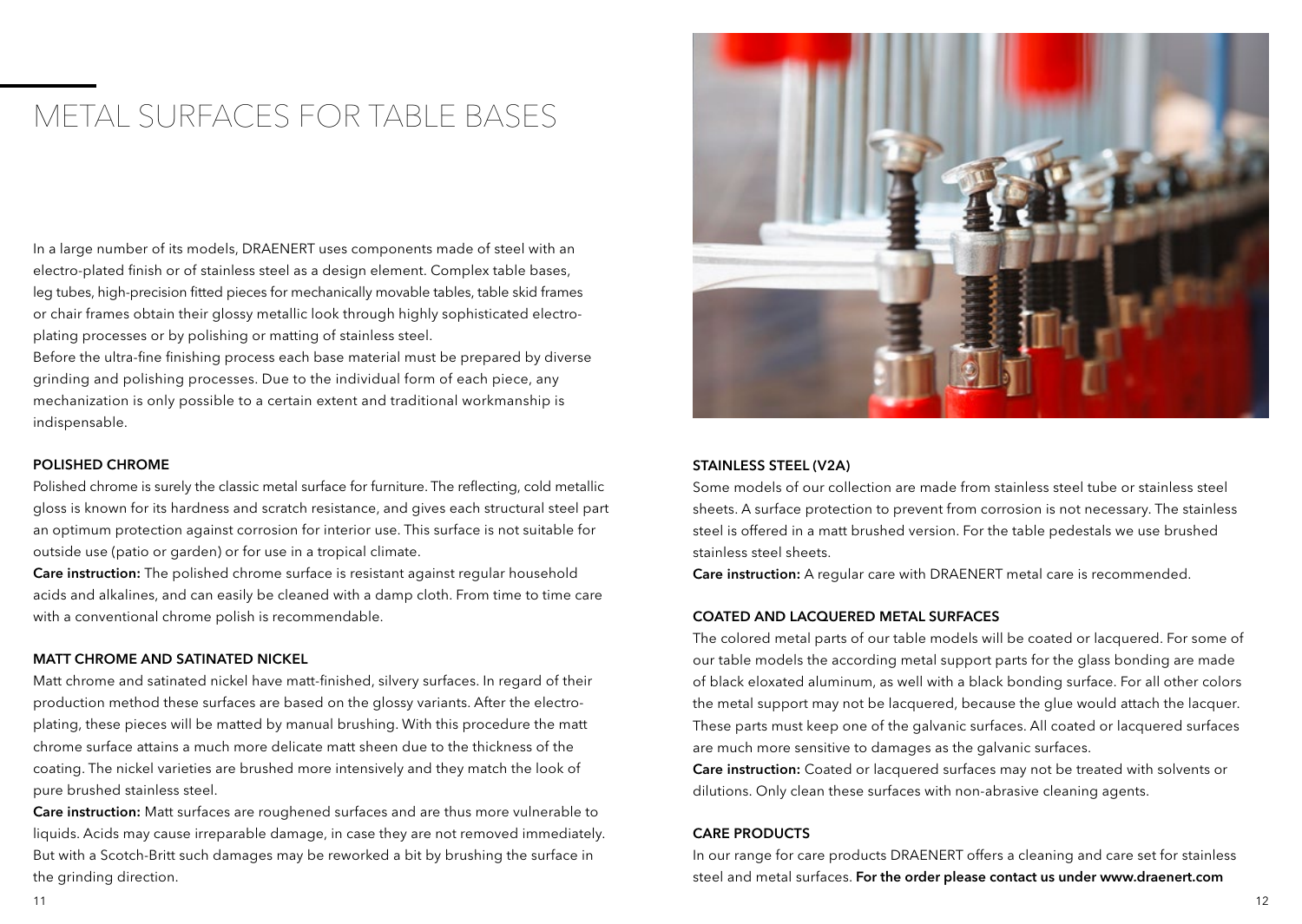# METAL SURFACES FOR TABLE BASES

In a large number of its models, DRAENERT uses components made of steel with an electro-plated finish or of stainless steel as a design element. Complex table bases, leg tubes, high-precision fitted pieces for mechanically movable tables, table skid frames or chair frames obtain their glossy metallic look through highly sophisticated electroplating processes or by polishing or matting of stainless steel.
Before the ultra-fine finishing process each base material must be prepared by diverse grinding and polishing processes. Due to the individual form of each piece, any mechanization is only possible to a certain extent and traditional workmanship is indispensable.

### POLISHED CHROME

Polished chrome is surely the classic metal surface for furniture. The reflecting, cold metallic gloss is known for its hardness and scratch resistance, and gives each structural steel part an optimum protection against corrosion for interior use. This surface is not suitable for outside use (patio or garden) or for use in a tropical climate.
**Care instruction:** The polished chrome surface is resistant against regular household acids and alkalines, and can easily be cleaned with a damp cloth. From time to time care with a conventional chrome polish is recommendable.

### MATT CHROME AND SATINATED NICKEL

Matt chrome and satinated nickel have matt-finished, silvery surfaces. In regard of their production method these surfaces are based on the glossy variants. After the electroplating, these pieces will be matted by manual brushing. With this procedure the matt chrome surface attains a much more delicate matt sheen due to the thickness of the coating. The nickel varieties are brushed more intensively and they match the look of pure brushed stainless steel.
**Care instruction:** Matt surfaces are roughened surfaces and are thus more vulnerable to liquids. Acids may cause irreparable damage, in case they are not removed immediately. But with a Scotch-Britt such damages may be reworked a bit by brushing the surface in the grinding direction.

### STAINLESS STEEL (V2A)

Some models of our collection are made from stainless steel tube or stainless steel sheets. A surface protection to prevent from corrosion is not necessary. The stainless steel is offered in a matt brushed version. For the table pedestals we use brushed stainless steel sheets.
**Care instruction:** A regular care with DRAENERT metal care is recommended.

### COATED AND LACQUERED METAL SURFACES

The colored metal parts of our table models will be coated or lacquered. For some of our table models the according metal support parts for the glass bonding are made of black eloxated aluminum, as well with a black bonding surface. For all other colors the metal support may not be lacquered, because the glue would attach the lacquer. These parts must keep one of the galvanic surfaces. All coated or lacquered surfaces are much more sensitive to damages as the galvanic surfaces.
**Care instruction:** Coated or lacquered surfaces may not be treated with solvents or dilutions. Only clean these surfaces with non-abrasive cleaning agents.

### CARE PRODUCTS

In our range for care products DRAENERT offers a cleaning and care set for stainless steel and metal surfaces. **For the order please contact us under www.draenert.com**